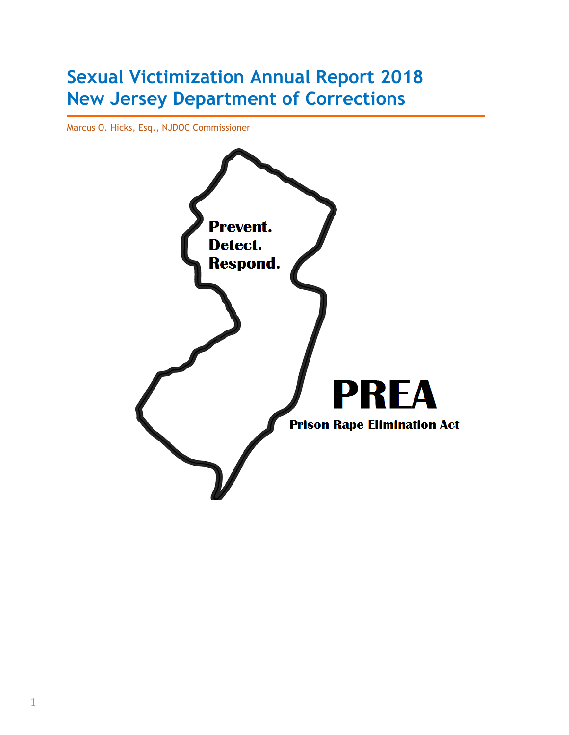# Sexual Victimization Annual Report 2018
# New Jersey Department of Corrections

Marcus O. Hicks, Esq., NJDOC Commissioner

**Prevent.**
**Detect.**
**Respond.**

**PREA**

**Prison Rape Elimination Act**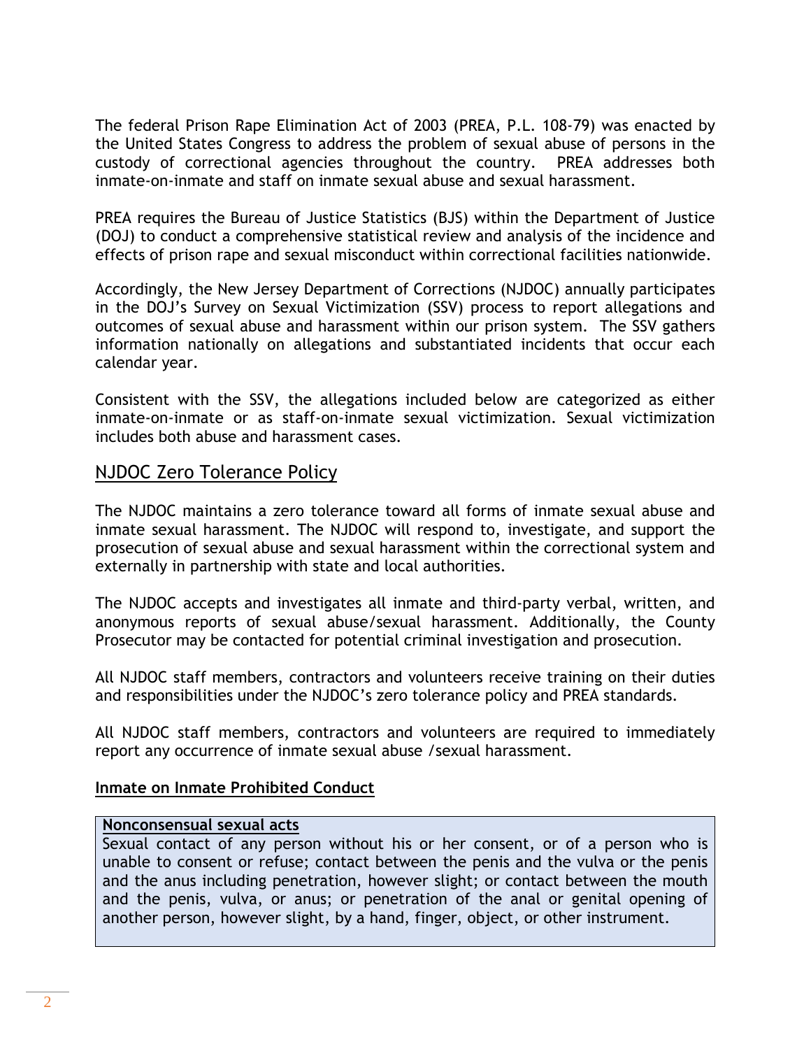The federal Prison Rape Elimination Act of 2003 (PREA, P.L. 108-79) was enacted by the United States Congress to address the problem of sexual abuse of persons in the custody of correctional agencies throughout the country. PREA addresses both inmate-on-inmate and staff on inmate sexual abuse and sexual harassment.

PREA requires the Bureau of Justice Statistics (BJS) within the Department of Justice (DOJ) to conduct a comprehensive statistical review and analysis of the incidence and effects of prison rape and sexual misconduct within correctional facilities nationwide.

Accordingly, the New Jersey Department of Corrections (NJDOC) annually participates in the DOJ's Survey on Sexual Victimization (SSV) process to report allegations and outcomes of sexual abuse and harassment within our prison system. The SSV gathers information nationally on allegations and substantiated incidents that occur each calendar year.

Consistent with the SSV, the allegations included below are categorized as either inmate-on-inmate or as staff-on-inmate sexual victimization. Sexual victimization includes both abuse and harassment cases.

## NJDOC Zero Tolerance Policy

The NJDOC maintains a zero tolerance toward all forms of inmate sexual abuse and inmate sexual harassment. The NJDOC will respond to, investigate, and support the prosecution of sexual abuse and sexual harassment within the correctional system and externally in partnership with state and local authorities.

The NJDOC accepts and investigates all inmate and third-party verbal, written, and anonymous reports of sexual abuse/sexual harassment. Additionally, the County Prosecutor may be contacted for potential criminal investigation and prosecution.

All NJDOC staff members, contractors and volunteers receive training on their duties and responsibilities under the NJDOC's zero tolerance policy and PREA standards.

All NJDOC staff members, contractors and volunteers are required to immediately report any occurrence of inmate sexual abuse /sexual harassment.

**Inmate on Inmate Prohibited Conduct**

**Nonconsensual sexual acts**
Sexual contact of any person without his or her consent, or of a person who is unable to consent or refuse; contact between the penis and the vulva or the penis and the anus including penetration, however slight; or contact between the mouth and the penis, vulva, or anus; or penetration of the anal or genital opening of another person, however slight, by a hand, finger, object, or other instrument.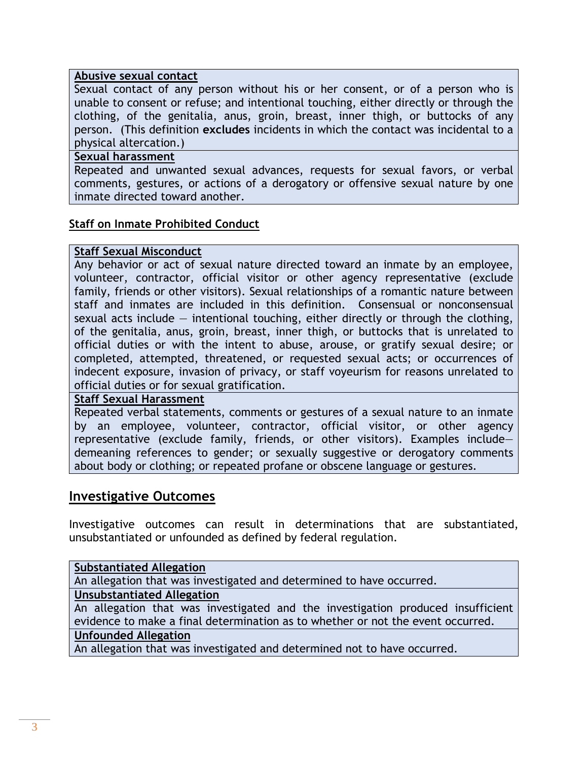| **Abusive sexual contact** |
|---|
| Sexual contact of any person without his or her consent, or of a person who is unable to consent or refuse; and intentional touching, either directly or through the clothing, of the genitalia, anus, groin, breast, inner thigh, or buttocks of any person. (This definition **excludes** incidents in which the contact was incidental to a physical altercation.) |
| **Sexual harassment** |
| Repeated and unwanted sexual advances, requests for sexual favors, or verbal comments, gestures, or actions of a derogatory or offensive sexual nature by one inmate directed toward another. |

**Staff on Inmate Prohibited Conduct**

| **Staff Sexual Misconduct** |
|---|
| Any behavior or act of sexual nature directed toward an inmate by an employee, volunteer, contractor, official visitor or other agency representative (exclude family, friends or other visitors). Sexual relationships of a romantic nature between staff and inmates are included in this definition. Consensual or nonconsensual sexual acts include — intentional touching, either directly or through the clothing, of the genitalia, anus, groin, breast, inner thigh, or buttocks that is unrelated to official duties or with the intent to abuse, arouse, or gratify sexual desire; or completed, attempted, threatened, or requested sexual acts; or occurrences of indecent exposure, invasion of privacy, or staff voyeurism for reasons unrelated to official duties or for sexual gratification. |
| **Staff Sexual Harassment** |
| Repeated verbal statements, comments or gestures of a sexual nature to an inmate by an employee, volunteer, contractor, official visitor, or other agency representative (exclude family, friends, or other visitors). Examples include—demeaning references to gender; or sexually suggestive or derogatory comments about body or clothing; or repeated profane or obscene language or gestures. |

## Investigative Outcomes

Investigative outcomes can result in determinations that are substantiated, unsubstantiated or unfounded as defined by federal regulation.

| **Substantiated Allegation** |
|---|
| An allegation that was investigated and determined to have occurred. |
| **Unsubstantiated Allegation** |
| An allegation that was investigated and the investigation produced insufficient evidence to make a final determination as to whether or not the event occurred. |
| **Unfounded Allegation** |
| An allegation that was investigated and determined not to have occurred. |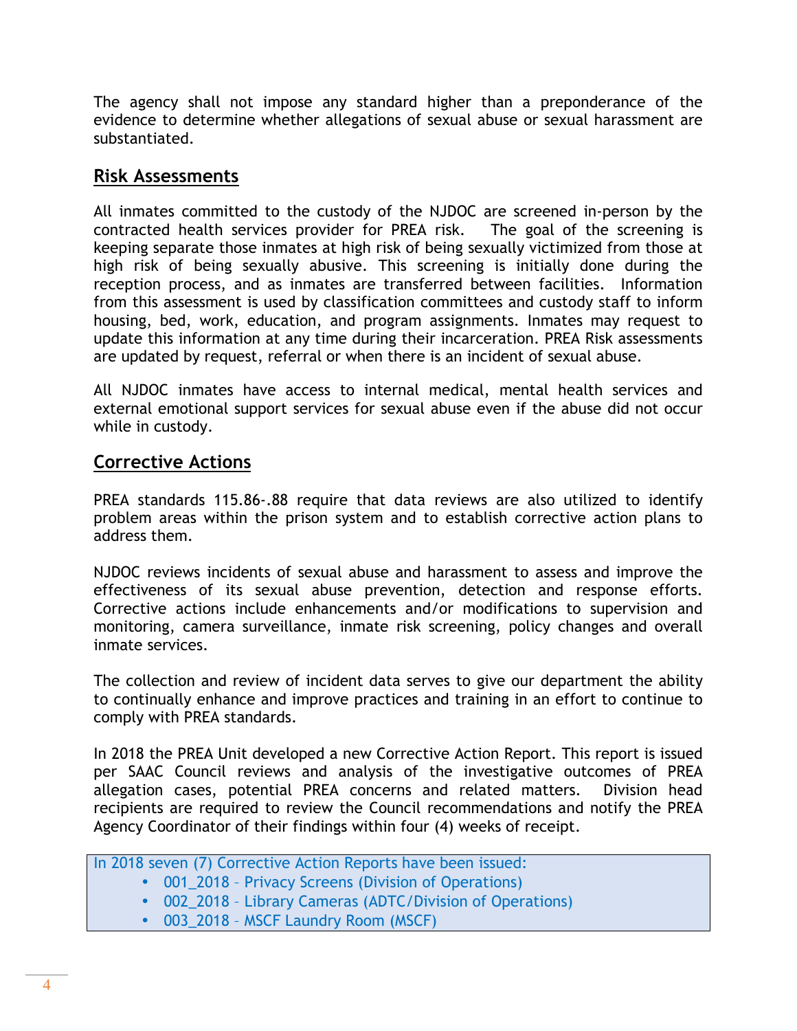The agency shall not impose any standard higher than a preponderance of the evidence to determine whether allegations of sexual abuse or sexual harassment are substantiated.

## Risk Assessments

All inmates committed to the custody of the NJDOC are screened in-person by the contracted health services provider for PREA risk. The goal of the screening is keeping separate those inmates at high risk of being sexually victimized from those at high risk of being sexually abusive. This screening is initially done during the reception process, and as inmates are transferred between facilities. Information from this assessment is used by classification committees and custody staff to inform housing, bed, work, education, and program assignments. Inmates may request to update this information at any time during their incarceration. PREA Risk assessments are updated by request, referral or when there is an incident of sexual abuse.

All NJDOC inmates have access to internal medical, mental health services and external emotional support services for sexual abuse even if the abuse did not occur while in custody.

## Corrective Actions

PREA standards 115.86-.88 require that data reviews are also utilized to identify problem areas within the prison system and to establish corrective action plans to address them.

NJDOC reviews incidents of sexual abuse and harassment to assess and improve the effectiveness of its sexual abuse prevention, detection and response efforts. Corrective actions include enhancements and/or modifications to supervision and monitoring, camera surveillance, inmate risk screening, policy changes and overall inmate services.

The collection and review of incident data serves to give our department the ability to continually enhance and improve practices and training in an effort to continue to comply with PREA standards.

In 2018 the PREA Unit developed a new Corrective Action Report. This report is issued per SAAC Council reviews and analysis of the investigative outcomes of PREA allegation cases, potential PREA concerns and related matters. Division head recipients are required to review the Council recommendations and notify the PREA Agency Coordinator of their findings within four (4) weeks of receipt.

In 2018 seven (7) Corrective Action Reports have been issued:

- 001_2018 – Privacy Screens (Division of Operations)
- 002_2018 – Library Cameras (ADTC/Division of Operations)
- 003_2018 – MSCF Laundry Room (MSCF)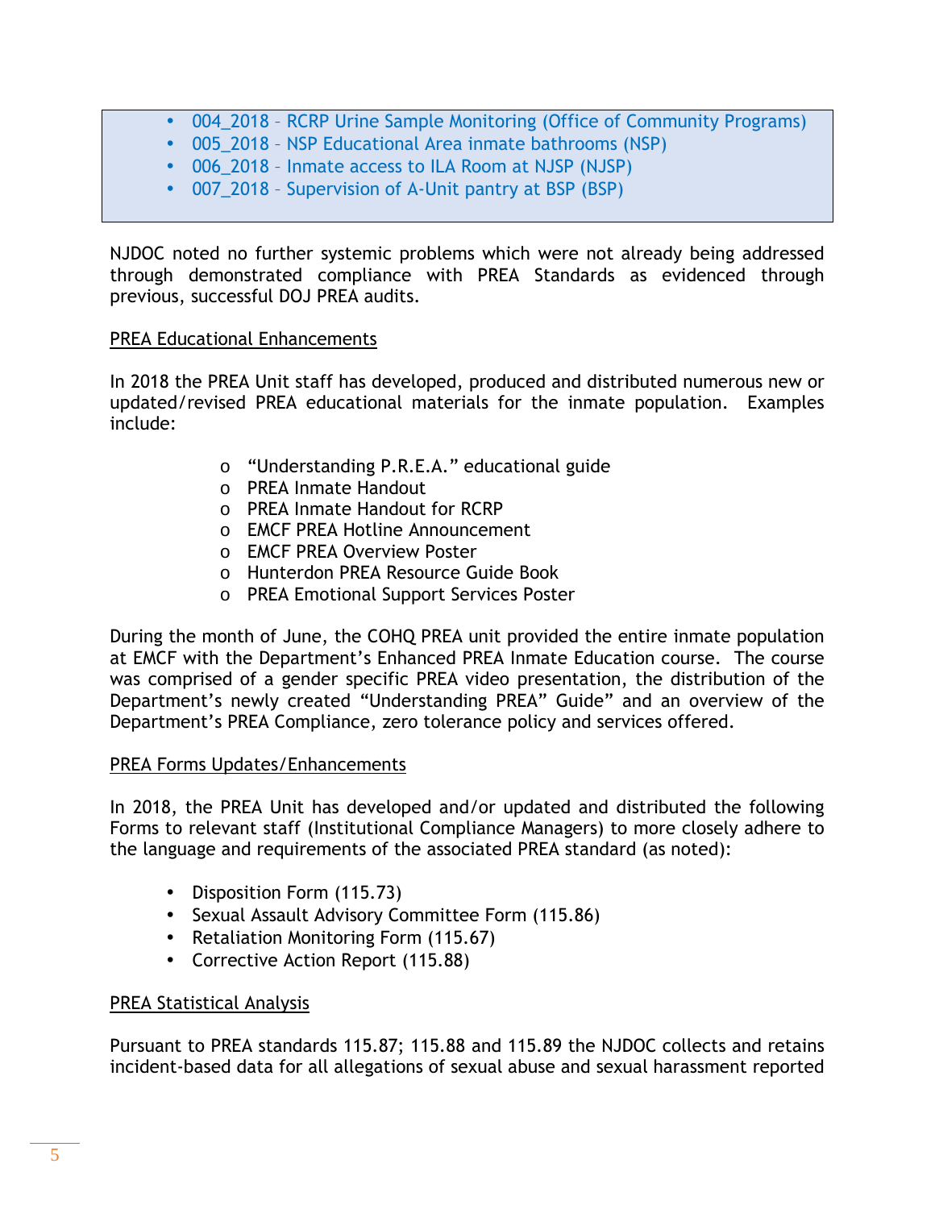- 004_2018 – RCRP Urine Sample Monitoring (Office of Community Programs)
- 005_2018 – NSP Educational Area inmate bathrooms (NSP)
- 006_2018 – Inmate access to ILA Room at NJSP (NJSP)
- 007_2018 – Supervision of A-Unit pantry at BSP (BSP)

NJDOC noted no further systemic problems which were not already being addressed through demonstrated compliance with PREA Standards as evidenced through previous, successful DOJ PREA audits.

PREA Educational Enhancements

In 2018 the PREA Unit staff has developed, produced and distributed numerous new or updated/revised PREA educational materials for the inmate population. Examples include:

- "Understanding P.R.E.A." educational guide
- PREA Inmate Handout
- PREA Inmate Handout for RCRP
- EMCF PREA Hotline Announcement
- EMCF PREA Overview Poster
- Hunterdon PREA Resource Guide Book
- PREA Emotional Support Services Poster

During the month of June, the COHQ PREA unit provided the entire inmate population at EMCF with the Department's Enhanced PREA Inmate Education course. The course was comprised of a gender specific PREA video presentation, the distribution of the Department's newly created "Understanding PREA" Guide" and an overview of the Department's PREA Compliance, zero tolerance policy and services offered.

PREA Forms Updates/Enhancements

In 2018, the PREA Unit has developed and/or updated and distributed the following Forms to relevant staff (Institutional Compliance Managers) to more closely adhere to the language and requirements of the associated PREA standard (as noted):

- Disposition Form (115.73)
- Sexual Assault Advisory Committee Form (115.86)
- Retaliation Monitoring Form (115.67)
- Corrective Action Report (115.88)

PREA Statistical Analysis

Pursuant to PREA standards 115.87; 115.88 and 115.89 the NJDOC collects and retains incident-based data for all allegations of sexual abuse and sexual harassment reported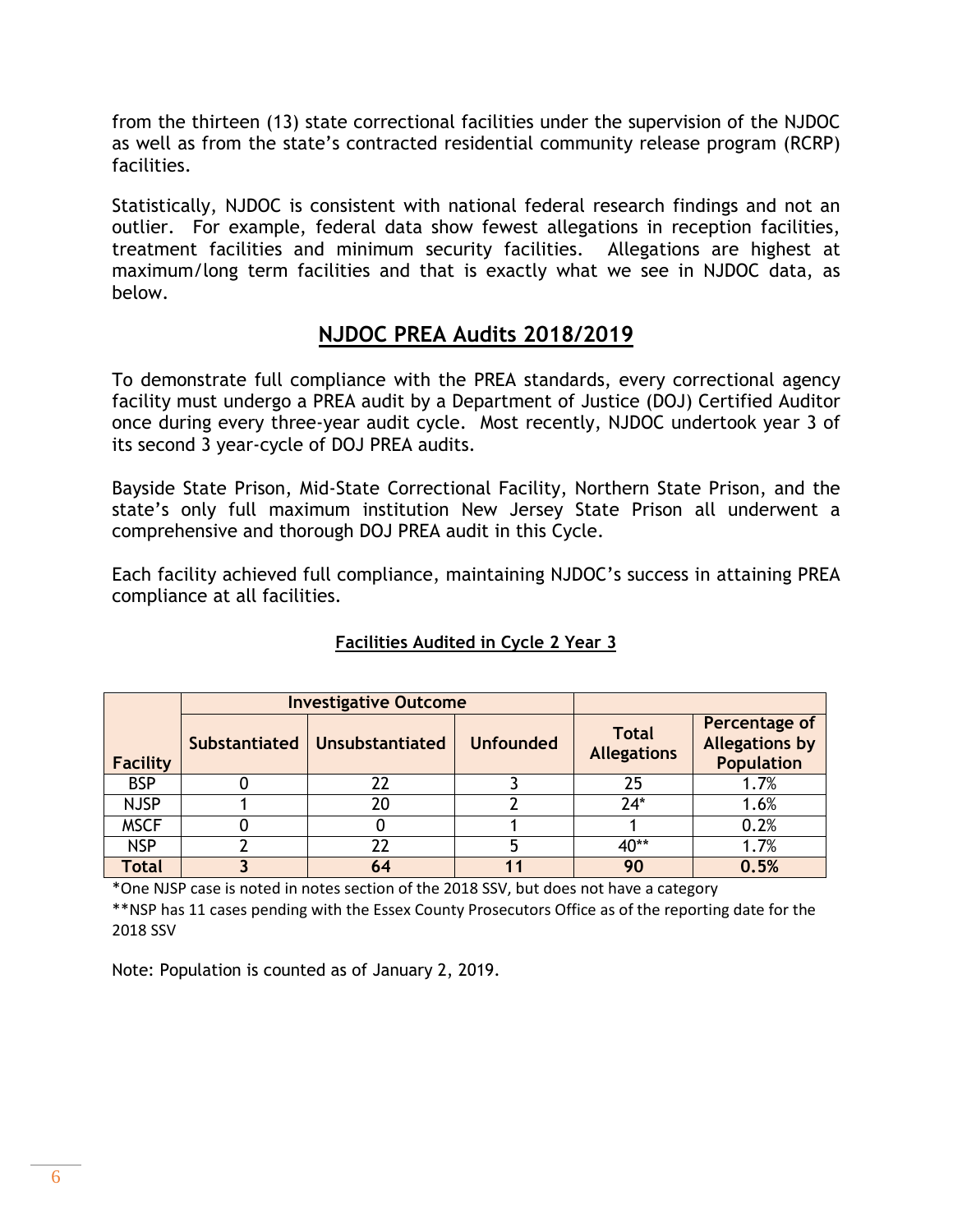from the thirteen (13) state correctional facilities under the supervision of the NJDOC as well as from the state's contracted residential community release program (RCRP) facilities.

Statistically, NJDOC is consistent with national federal research findings and not an outlier. For example, federal data show fewest allegations in reception facilities, treatment facilities and minimum security facilities. Allegations are highest at maximum/long term facilities and that is exactly what we see in NJDOC data, as below.

## NJDOC PREA Audits 2018/2019

To demonstrate full compliance with the PREA standards, every correctional agency facility must undergo a PREA audit by a Department of Justice (DOJ) Certified Auditor once during every three-year audit cycle. Most recently, NJDOC undertook year 3 of its second 3 year-cycle of DOJ PREA audits.

Bayside State Prison, Mid-State Correctional Facility, Northern State Prison, and the state's only full maximum institution New Jersey State Prison all underwent a comprehensive and thorough DOJ PREA audit in this Cycle.

Each facility achieved full compliance, maintaining NJDOC's success in attaining PREA compliance at all facilities.

**Facilities Audited in Cycle 2 Year 3**

| Facility | Investigative Outcome | | | Total Allegations | Percentage of Allegations by Population |
|---|---|---|---|---|---|
| | Substantiated | Unsubstantiated | Unfounded | | |
| BSP | 0 | 22 | 3 | 25 | 1.7% |
| NJSP | 1 | 20 | 2 | 24* | 1.6% |
| MSCF | 0 | 0 | 1 | 1 | 0.2% |
| NSP | 2 | 22 | 5 | 40** | 1.7% |
| **Total** | **3** | **64** | **11** | **90** | **0.5%** |

*One NJSP case is noted in notes section of the 2018 SSV, but does not have a category

**NSP has 11 cases pending with the Essex County Prosecutors Office as of the reporting date for the 2018 SSV

Note: Population is counted as of January 2, 2019.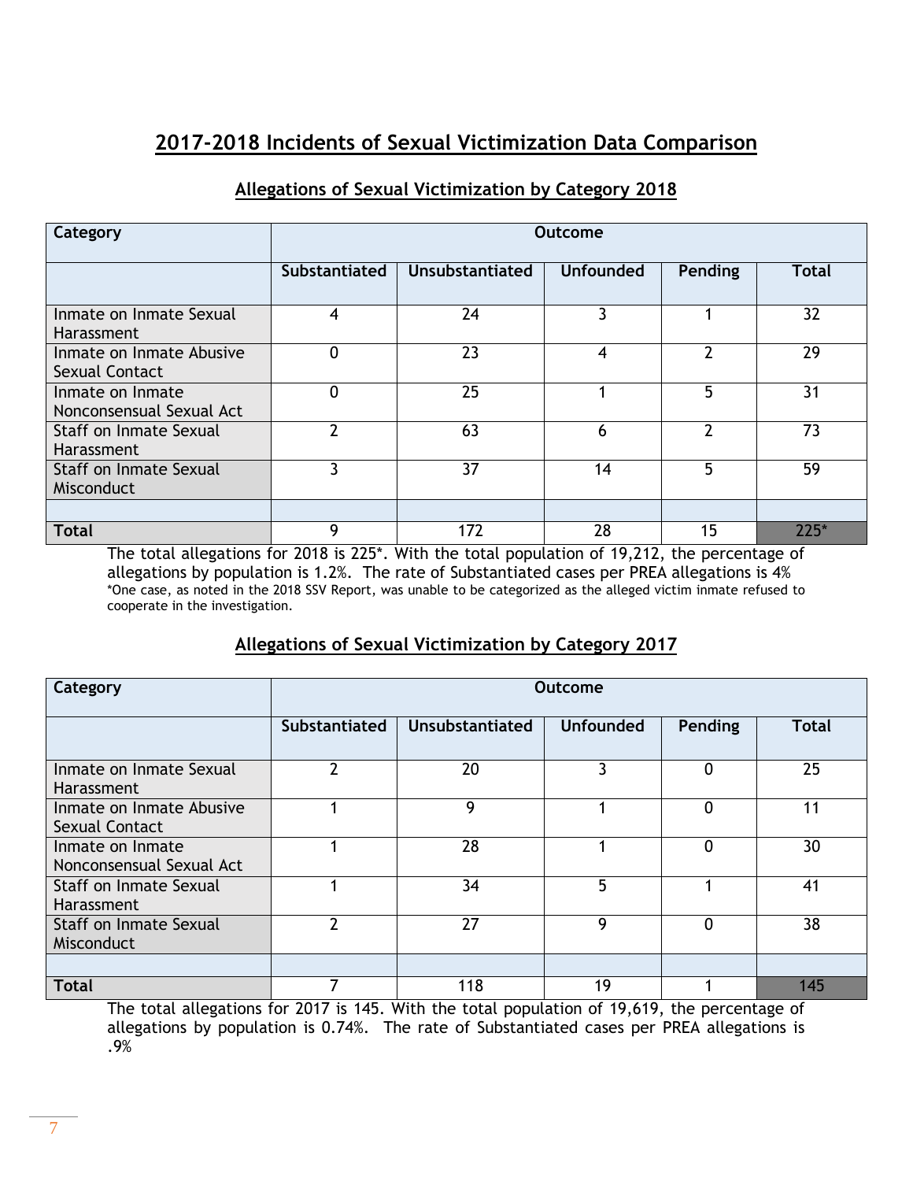# 2017-2018 Incidents of Sexual Victimization Data Comparison

## Allegations of Sexual Victimization by Category 2018

| Category | Outcome | | | | |
|---|---|---|---|---|---|
| | Substantiated | Unsubstantiated | Unfounded | Pending | Total |
| Inmate on Inmate Sexual Harassment | 4 | 24 | 3 | 1 | 32 |
| Inmate on Inmate Abusive Sexual Contact | 0 | 23 | 4 | 2 | 29 |
| Inmate on Inmate Nonconsensual Sexual Act | 0 | 25 | 1 | 5 | 31 |
| Staff on Inmate Sexual Harassment | 2 | 63 | 6 | 2 | 73 |
| Staff on Inmate Sexual Misconduct | 3 | 37 | 14 | 5 | 59 |
| | | | | | |
| **Total** | 9 | 172 | 28 | 15 | 225* |

The total allegations for 2018 is 225*. With the total population of 19,212, the percentage of allegations by population is 1.2%. The rate of Substantiated cases per PREA allegations is 4%

*One case, as noted in the 2018 SSV Report, was unable to be categorized as the alleged victim inmate refused to cooperate in the investigation.

## Allegations of Sexual Victimization by Category 2017

| Category | Outcome | | | | |
|---|---|---|---|---|---|
| | Substantiated | Unsubstantiated | Unfounded | Pending | Total |
| Inmate on Inmate Sexual Harassment | 2 | 20 | 3 | 0 | 25 |
| Inmate on Inmate Abusive Sexual Contact | 1 | 9 | 1 | 0 | 11 |
| Inmate on Inmate Nonconsensual Sexual Act | 1 | 28 | 1 | 0 | 30 |
| Staff on Inmate Sexual Harassment | 1 | 34 | 5 | 1 | 41 |
| Staff on Inmate Sexual Misconduct | 2 | 27 | 9 | 0 | 38 |
| | | | | | |
| **Total** | 7 | 118 | 19 | 1 | 145 |

The total allegations for 2017 is 145. With the total population of 19,619, the percentage of allegations by population is 0.74%. The rate of Substantiated cases per PREA allegations is .9%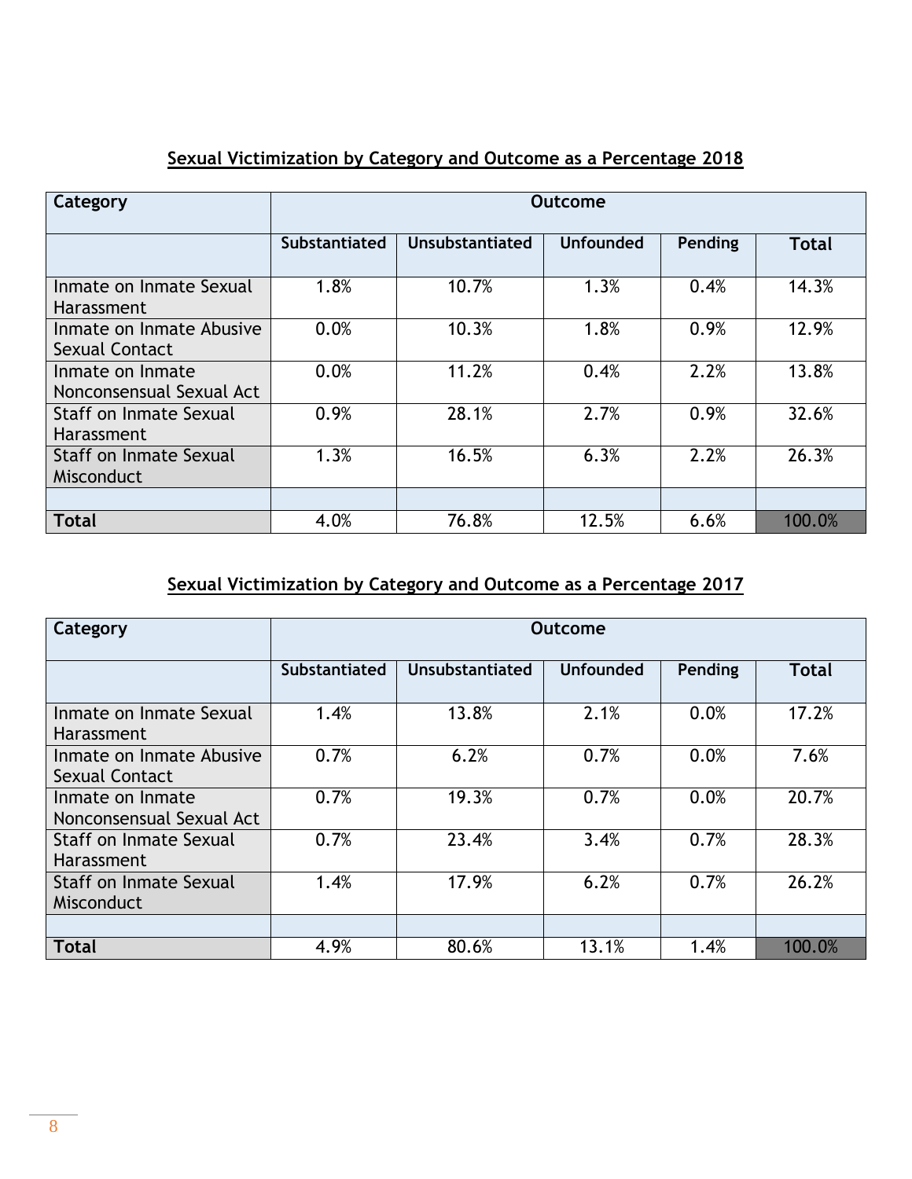**Sexual Victimization by Category and Outcome as a Percentage 2018**

| Category | Outcome | | | | |
|---|---|---|---|---|---|
| | Substantiated | Unsubstantiated | Unfounded | Pending | Total |
| Inmate on Inmate Sexual Harassment | 1.8% | 10.7% | 1.3% | 0.4% | 14.3% |
| Inmate on Inmate Abusive Sexual Contact | 0.0% | 10.3% | 1.8% | 0.9% | 12.9% |
| Inmate on Inmate Nonconsensual Sexual Act | 0.0% | 11.2% | 0.4% | 2.2% | 13.8% |
| Staff on Inmate Sexual Harassment | 0.9% | 28.1% | 2.7% | 0.9% | 32.6% |
| Staff on Inmate Sexual Misconduct | 1.3% | 16.5% | 6.3% | 2.2% | 26.3% |
| | | | | | |
| **Total** | 4.0% | 76.8% | 12.5% | 6.6% | 100.0% |

**Sexual Victimization by Category and Outcome as a Percentage 2017**

| Category | Outcome | | | | |
|---|---|---|---|---|---|
| | Substantiated | Unsubstantiated | Unfounded | Pending | Total |
| Inmate on Inmate Sexual Harassment | 1.4% | 13.8% | 2.1% | 0.0% | 17.2% |
| Inmate on Inmate Abusive Sexual Contact | 0.7% | 6.2% | 0.7% | 0.0% | 7.6% |
| Inmate on Inmate Nonconsensual Sexual Act | 0.7% | 19.3% | 0.7% | 0.0% | 20.7% |
| Staff on Inmate Sexual Harassment | 0.7% | 23.4% | 3.4% | 0.7% | 28.3% |
| Staff on Inmate Sexual Misconduct | 1.4% | 17.9% | 6.2% | 0.7% | 26.2% |
| | | | | | |
| **Total** | 4.9% | 80.6% | 13.1% | 1.4% | 100.0% |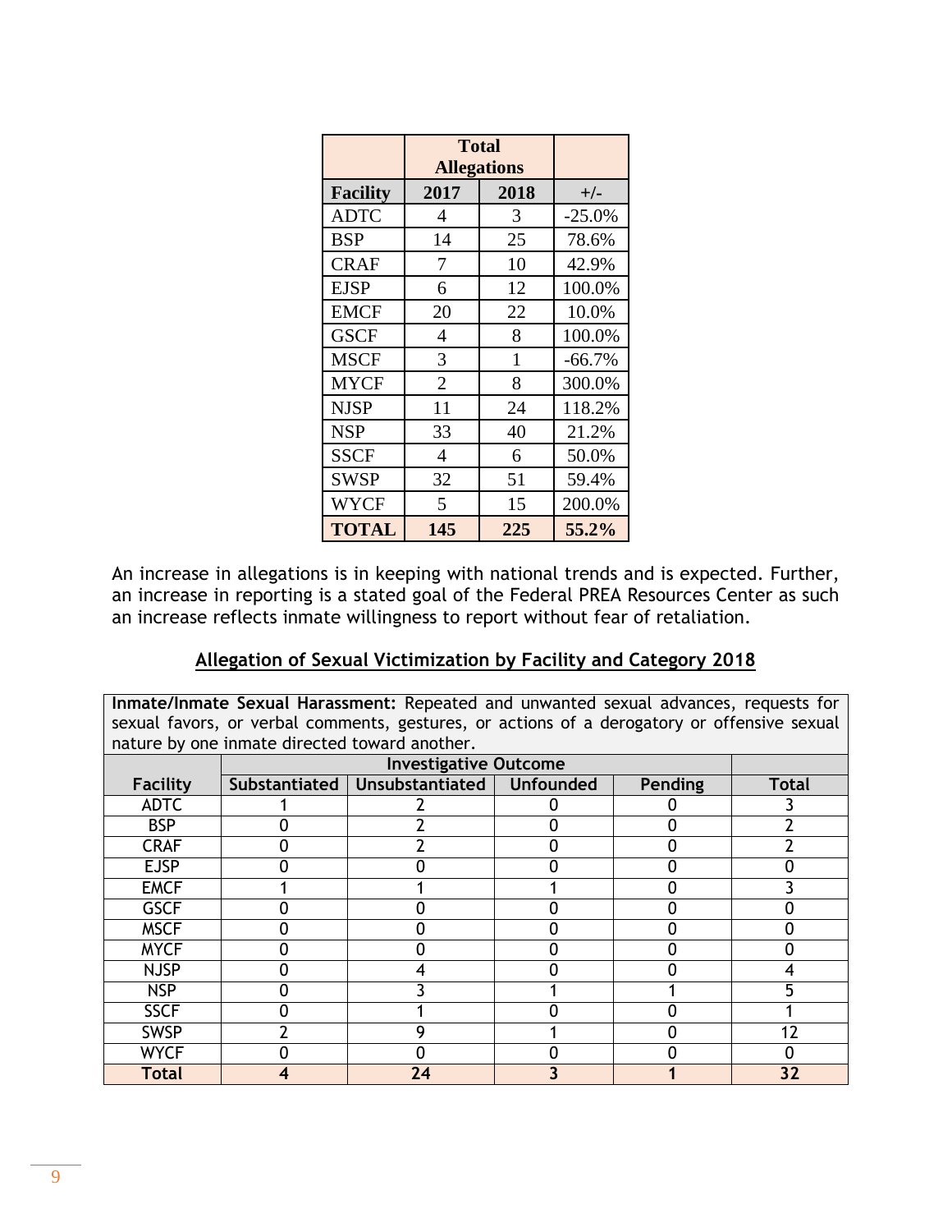| | Total Allegations | | |
|---|---|---|---|
| **Facility** | **2017** | **2018** | **+/-** |
| ADTC | 4 | 3 | -25.0% |
| BSP | 14 | 25 | 78.6% |
| CRAF | 7 | 10 | 42.9% |
| EJSP | 6 | 12 | 100.0% |
| EMCF | 20 | 22 | 10.0% |
| GSCF | 4 | 8 | 100.0% |
| MSCF | 3 | 1 | -66.7% |
| MYCF | 2 | 8 | 300.0% |
| NJSP | 11 | 24 | 118.2% |
| NSP | 33 | 40 | 21.2% |
| SSCF | 4 | 6 | 50.0% |
| SWSP | 32 | 51 | 59.4% |
| WYCF | 5 | 15 | 200.0% |
| **TOTAL** | **145** | **225** | **55.2%** |

An increase in allegations is in keeping with national trends and is expected. Further, an increase in reporting is a stated goal of the Federal PREA Resources Center as such an increase reflects inmate willingness to report without fear of retaliation.

## Allegation of Sexual Victimization by Facility and Category 2018

**Inmate/Inmate Sexual Harassment:** Repeated and unwanted sexual advances, requests for sexual favors, or verbal comments, gestures, or actions of a derogatory or offensive sexual nature by one inmate directed toward another.

| | Investigative Outcome | | | | |
|---|---|---|---|---|---|
| **Facility** | **Substantiated** | **Unsubstantiated** | **Unfounded** | **Pending** | **Total** |
| ADTC | 1 | 2 | 0 | 0 | 3 |
| BSP | 0 | 2 | 0 | 0 | 2 |
| CRAF | 0 | 2 | 0 | 0 | 2 |
| EJSP | 0 | 0 | 0 | 0 | 0 |
| EMCF | 1 | 1 | 1 | 0 | 3 |
| GSCF | 0 | 0 | 0 | 0 | 0 |
| MSCF | 0 | 0 | 0 | 0 | 0 |
| MYCF | 0 | 0 | 0 | 0 | 0 |
| NJSP | 0 | 4 | 0 | 0 | 4 |
| NSP | 0 | 3 | 1 | 1 | 5 |
| SSCF | 0 | 1 | 0 | 0 | 1 |
| SWSP | 2 | 9 | 1 | 0 | 12 |
| WYCF | 0 | 0 | 0 | 0 | 0 |
| **Total** | **4** | **24** | **3** | **1** | **32** |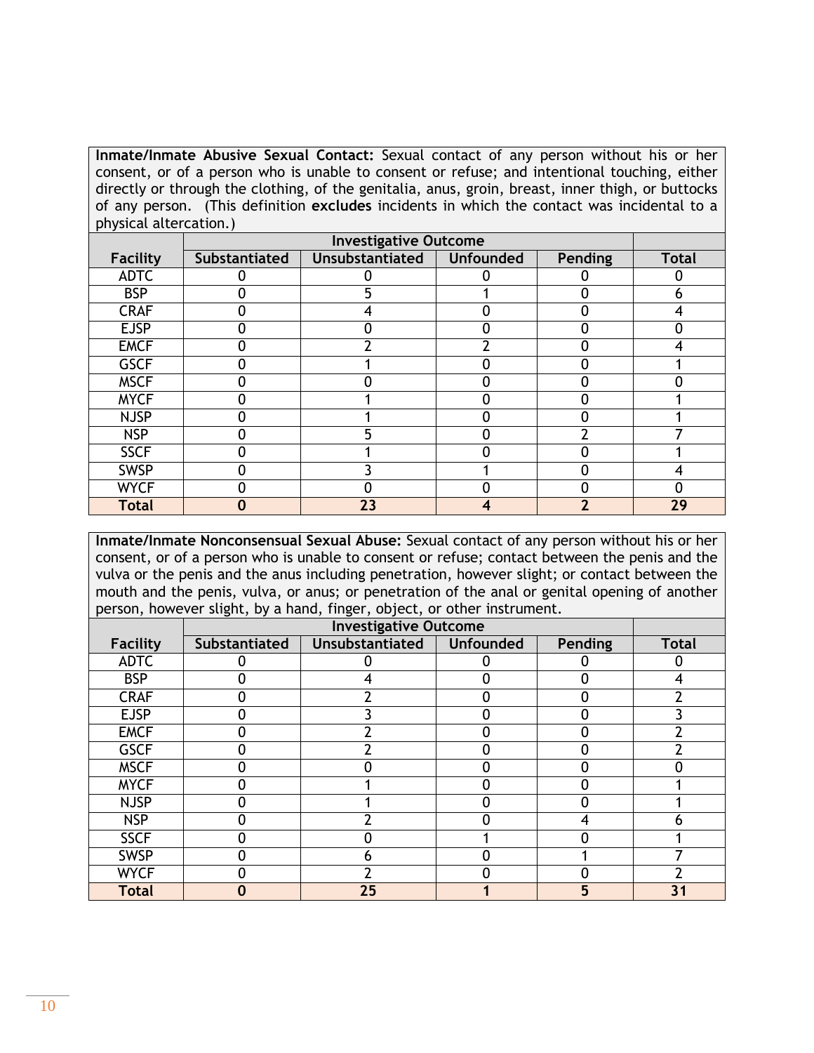**Inmate/Inmate Abusive Sexual Contact:** Sexual contact of any person without his or her consent, or of a person who is unable to consent or refuse; and intentional touching, either directly or through the clothing, of the genitalia, anus, groin, breast, inner thigh, or buttocks of any person. (This definition **excludes** incidents in which the contact was incidental to a physical altercation.)

| | Investigative Outcome | | | | |
|---|---|---|---|---|---|
| **Facility** | **Substantiated** | **Unsubstantiated** | **Unfounded** | **Pending** | **Total** |
| ADTC | 0 | 0 | 0 | 0 | 0 |
| BSP | 0 | 5 | 1 | 0 | 6 |
| CRAF | 0 | 4 | 0 | 0 | 4 |
| EJSP | 0 | 0 | 0 | 0 | 0 |
| EMCF | 0 | 2 | 2 | 0 | 4 |
| GSCF | 0 | 1 | 0 | 0 | 1 |
| MSCF | 0 | 0 | 0 | 0 | 0 |
| MYCF | 0 | 1 | 0 | 0 | 1 |
| NJSP | 0 | 1 | 0 | 0 | 1 |
| NSP | 0 | 5 | 0 | 2 | 7 |
| SSCF | 0 | 1 | 0 | 0 | 1 |
| SWSP | 0 | 3 | 1 | 0 | 4 |
| WYCF | 0 | 0 | 0 | 0 | 0 |
| **Total** | **0** | **23** | **4** | **2** | **29** |

**Inmate/Inmate Nonconsensual Sexual Abuse:** Sexual contact of any person without his or her consent, or of a person who is unable to consent or refuse; contact between the penis and the vulva or the penis and the anus including penetration, however slight; or contact between the mouth and the penis, vulva, or anus; or penetration of the anal or genital opening of another person, however slight, by a hand, finger, object, or other instrument.

| | Investigative Outcome | | | | |
|---|---|---|---|---|---|
| **Facility** | **Substantiated** | **Unsubstantiated** | **Unfounded** | **Pending** | **Total** |
| ADTC | 0 | 0 | 0 | 0 | 0 |
| BSP | 0 | 4 | 0 | 0 | 4 |
| CRAF | 0 | 2 | 0 | 0 | 2 |
| EJSP | 0 | 3 | 0 | 0 | 3 |
| EMCF | 0 | 2 | 0 | 0 | 2 |
| GSCF | 0 | 2 | 0 | 0 | 2 |
| MSCF | 0 | 0 | 0 | 0 | 0 |
| MYCF | 0 | 1 | 0 | 0 | 1 |
| NJSP | 0 | 1 | 0 | 0 | 1 |
| NSP | 0 | 2 | 0 | 4 | 6 |
| SSCF | 0 | 0 | 1 | 0 | 1 |
| SWSP | 0 | 6 | 0 | 1 | 7 |
| WYCF | 0 | 2 | 0 | 0 | 2 |
| **Total** | **0** | **25** | **1** | **5** | **31** |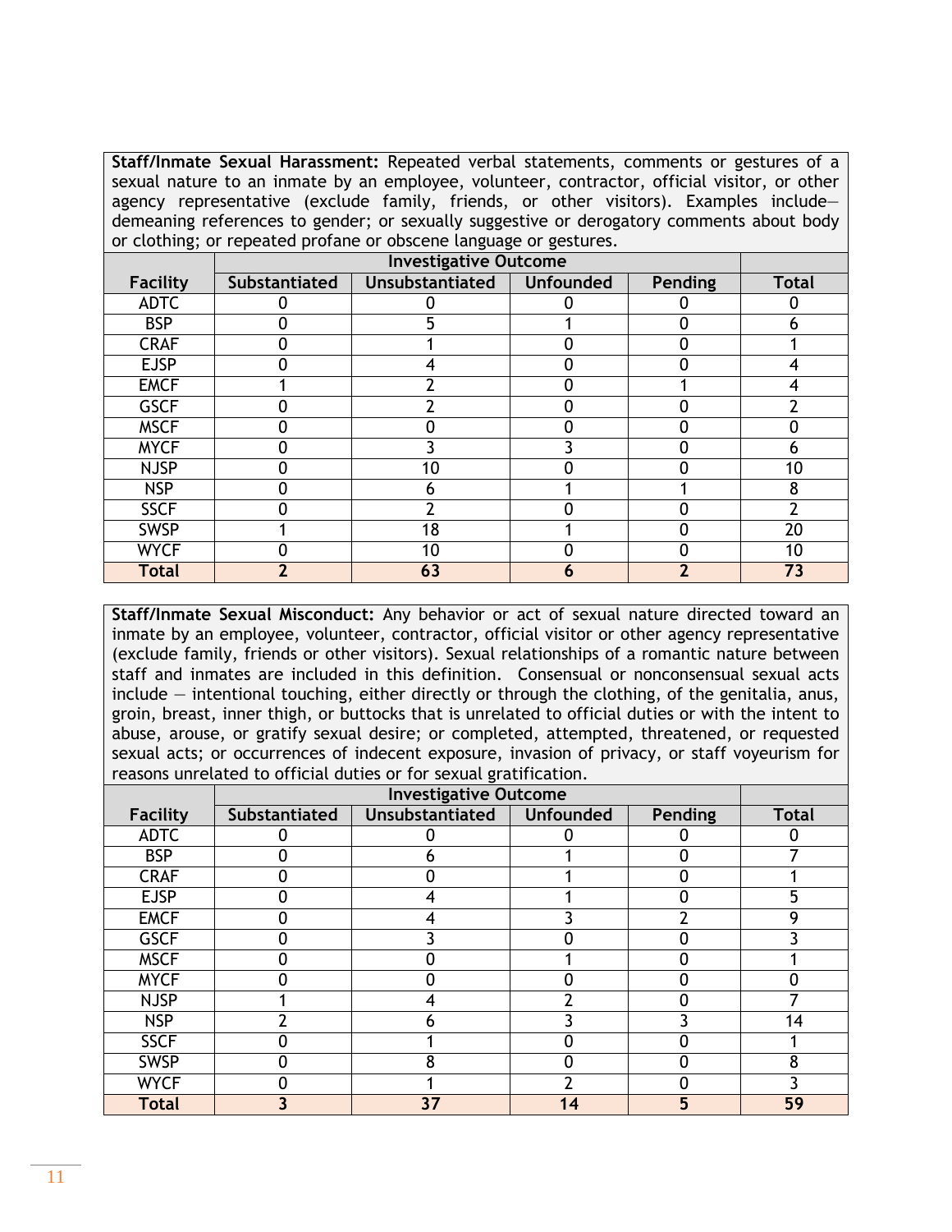**Staff/Inmate Sexual Harassment:** Repeated verbal statements, comments or gestures of a sexual nature to an inmate by an employee, volunteer, contractor, official visitor, or other agency representative (exclude family, friends, or other visitors). Examples include—demeaning references to gender; or sexually suggestive or derogatory comments about body or clothing; or repeated profane or obscene language or gestures.

| | Investigative Outcome | | | | |
|---|---|---|---|---|---|
| **Facility** | **Substantiated** | **Unsubstantiated** | **Unfounded** | **Pending** | **Total** |
| ADTC | 0 | 0 | 0 | 0 | 0 |
| BSP | 0 | 5 | 1 | 0 | 6 |
| CRAF | 0 | 1 | 0 | 0 | 1 |
| EJSP | 0 | 4 | 0 | 0 | 4 |
| EMCF | 1 | 2 | 0 | 1 | 4 |
| GSCF | 0 | 2 | 0 | 0 | 2 |
| MSCF | 0 | 0 | 0 | 0 | 0 |
| MYCF | 0 | 3 | 3 | 0 | 6 |
| NJSP | 0 | 10 | 0 | 0 | 10 |
| NSP | 0 | 6 | 1 | 1 | 8 |
| SSCF | 0 | 2 | 0 | 0 | 2 |
| SWSP | 1 | 18 | 1 | 0 | 20 |
| WYCF | 0 | 10 | 0 | 0 | 10 |
| **Total** | **2** | **63** | **6** | **2** | **73** |

**Staff/Inmate Sexual Misconduct:** Any behavior or act of sexual nature directed toward an inmate by an employee, volunteer, contractor, official visitor or other agency representative (exclude family, friends or other visitors). Sexual relationships of a romantic nature between staff and inmates are included in this definition. Consensual or nonconsensual sexual acts include — intentional touching, either directly or through the clothing, of the genitalia, anus, groin, breast, inner thigh, or buttocks that is unrelated to official duties or with the intent to abuse, arouse, or gratify sexual desire; or completed, attempted, threatened, or requested sexual acts; or occurrences of indecent exposure, invasion of privacy, or staff voyeurism for reasons unrelated to official duties or for sexual gratification.

| | Investigative Outcome | | | | |
|---|---|---|---|---|---|
| **Facility** | **Substantiated** | **Unsubstantiated** | **Unfounded** | **Pending** | **Total** |
| ADTC | 0 | 0 | 0 | 0 | 0 |
| BSP | 0 | 6 | 1 | 0 | 7 |
| CRAF | 0 | 0 | 1 | 0 | 1 |
| EJSP | 0 | 4 | 1 | 0 | 5 |
| EMCF | 0 | 4 | 3 | 2 | 9 |
| GSCF | 0 | 3 | 0 | 0 | 3 |
| MSCF | 0 | 0 | 1 | 0 | 1 |
| MYCF | 0 | 0 | 0 | 0 | 0 |
| NJSP | 1 | 4 | 2 | 0 | 7 |
| NSP | 2 | 6 | 3 | 3 | 14 |
| SSCF | 0 | 1 | 0 | 0 | 1 |
| SWSP | 0 | 8 | 0 | 0 | 8 |
| WYCF | 0 | 1 | 2 | 0 | 3 |
| **Total** | **3** | **37** | **14** | **5** | **59** |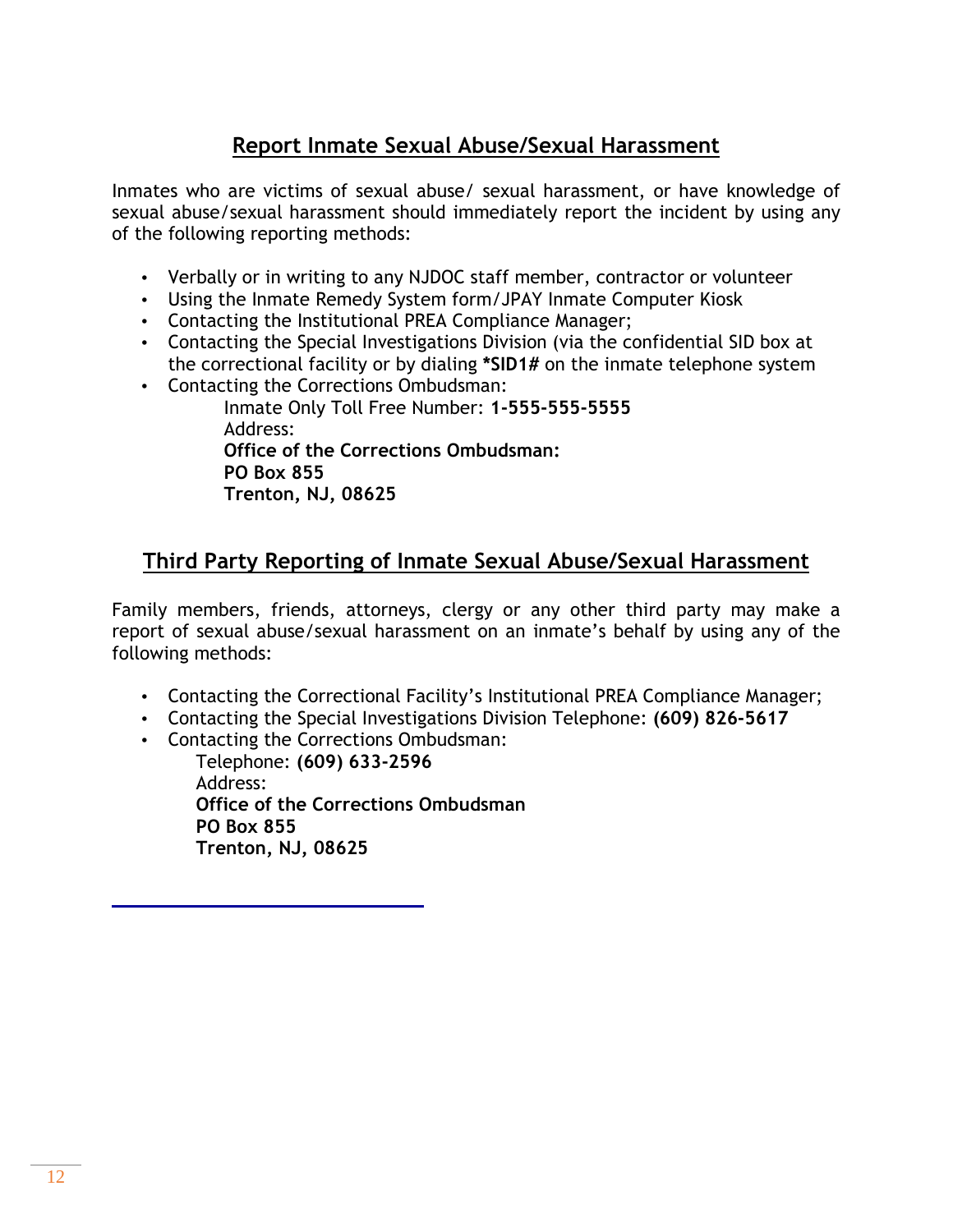## Report Inmate Sexual Abuse/Sexual Harassment

Inmates who are victims of sexual abuse/ sexual harassment, or have knowledge of sexual abuse/sexual harassment should immediately report the incident by using any of the following reporting methods:

- Verbally or in writing to any NJDOC staff member, contractor or volunteer
- Using the Inmate Remedy System form/JPAY Inmate Computer Kiosk
- Contacting the Institutional PREA Compliance Manager;
- Contacting the Special Investigations Division (via the confidential SID box at the correctional facility or by dialing **\*SID1#** on the inmate telephone system
- Contacting the Corrections Ombudsman:
  
  Inmate Only Toll Free Number: **1-555-555-5555**  
  Address:  
  **Office of the Corrections Ombudsman:**  
  **PO Box 855**  
  **Trenton, NJ, 08625**

## Third Party Reporting of Inmate Sexual Abuse/Sexual Harassment

Family members, friends, attorneys, clergy or any other third party may make a report of sexual abuse/sexual harassment on an inmate's behalf by using any of the following methods:

- Contacting the Correctional Facility's Institutional PREA Compliance Manager;
- Contacting the Special Investigations Division Telephone: **(609) 826-5617**
- Contacting the Corrections Ombudsman:
  
  Telephone: **(609) 633-2596**  
  Address:  
  **Office of the Corrections Ombudsman**  
  **PO Box 855**  
  **Trenton, NJ, 08625**